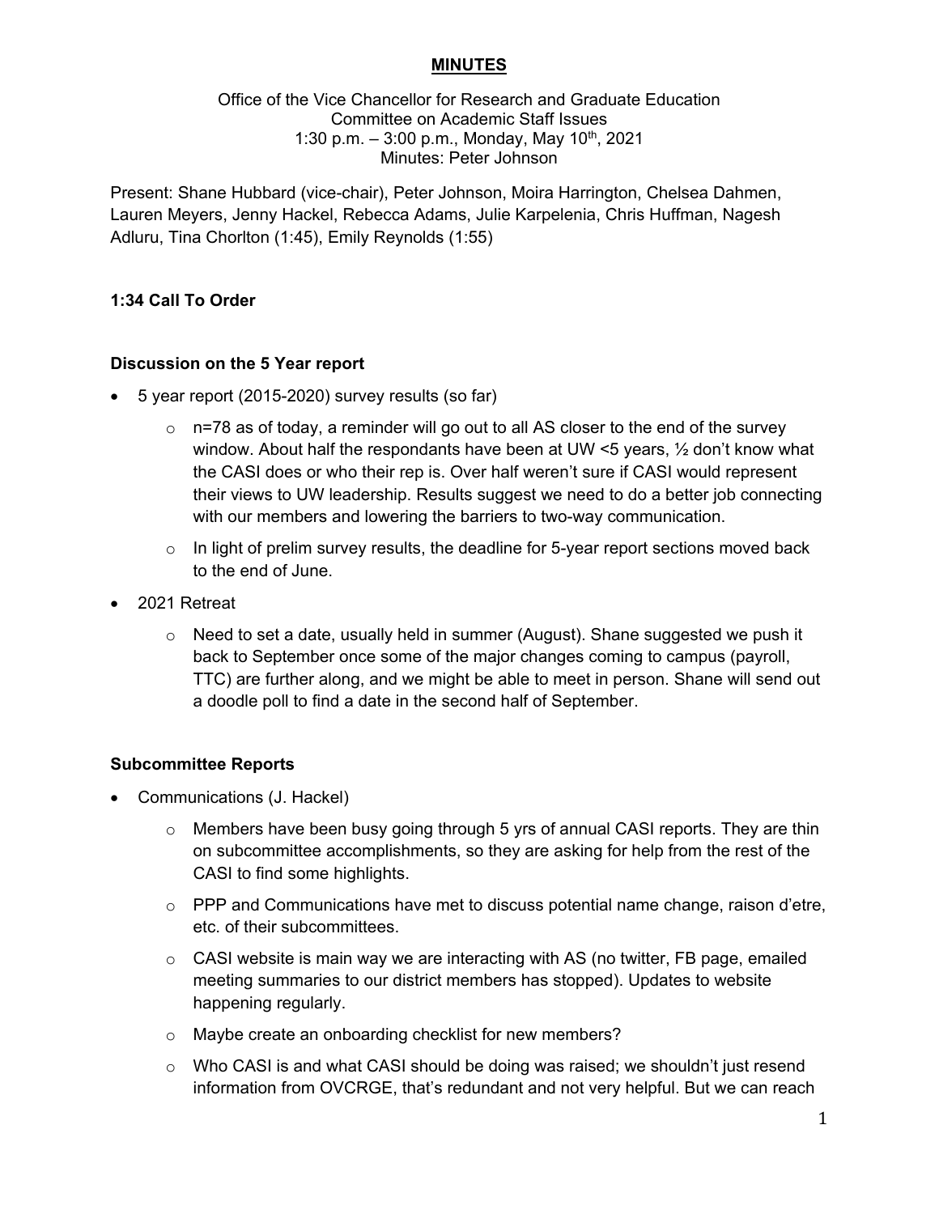# MINUTES

Office of the Vice Chancellor for Research and Graduate Education
Committee on Academic Staff Issues
1:30 p.m. – 3:00 p.m., Monday, May 10th, 2021
Minutes: Peter Johnson

Present: Shane Hubbard (vice-chair), Peter Johnson, Moira Harrington, Chelsea Dahmen, Lauren Meyers, Jenny Hackel, Rebecca Adams, Julie Karpelenia, Chris Huffman, Nagesh Adluru, Tina Chorlton (1:45), Emily Reynolds (1:55)

### 1:34 Call To Order

### Discussion on the 5 Year report

- 5 year report (2015-2020) survey results (so far)
  - n=78 as of today, a reminder will go out to all AS closer to the end of the survey window. About half the respondants have been at UW <5 years, ½ don't know what the CASI does or who their rep is. Over half weren't sure if CASI would represent their views to UW leadership. Results suggest we need to do a better job connecting with our members and lowering the barriers to two-way communication.
  - In light of prelim survey results, the deadline for 5-year report sections moved back to the end of June.
- 2021 Retreat
  - Need to set a date, usually held in summer (August). Shane suggested we push it back to September once some of the major changes coming to campus (payroll, TTC) are further along, and we might be able to meet in person. Shane will send out a doodle poll to find a date in the second half of September.

### Subcommittee Reports

- Communications (J. Hackel)
  - Members have been busy going through 5 yrs of annual CASI reports. They are thin on subcommittee accomplishments, so they are asking for help from the rest of the CASI to find some highlights.
  - PPP and Communications have met to discuss potential name change, raison d'etre, etc. of their subcommittees.
  - CASI website is main way we are interacting with AS (no twitter, FB page, emailed meeting summaries to our district members has stopped). Updates to website happening regularly.
  - Maybe create an onboarding checklist for new members?
  - Who CASI is and what CASI should be doing was raised; we shouldn't just resend information from OVCRGE, that's redundant and not very helpful. But we can reach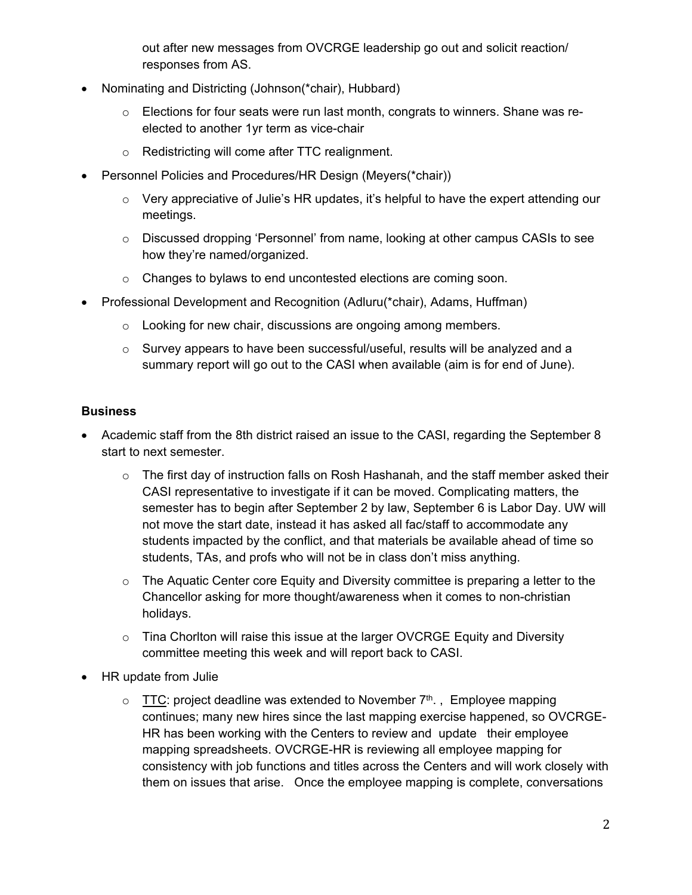out after new messages from OVCRGE leadership go out and solicit reaction/ responses from AS.

- Nominating and Districting (Johnson(*chair), Hubbard)
  - Elections for four seats were run last month, congrats to winners. Shane was re-elected to another 1yr term as vice-chair
  - Redistricting will come after TTC realignment.
- Personnel Policies and Procedures/HR Design (Meyers(*chair))
  - Very appreciative of Julie's HR updates, it's helpful to have the expert attending our meetings.
  - Discussed dropping 'Personnel' from name, looking at other campus CASIs to see how they're named/organized.
  - Changes to bylaws to end uncontested elections are coming soon.
- Professional Development and Recognition (Adluru(*chair), Adams, Huffman)
  - Looking for new chair, discussions are ongoing among members.
  - Survey appears to have been successful/useful, results will be analyzed and a summary report will go out to the CASI when available (aim is for end of June).

**Business**

- Academic staff from the 8th district raised an issue to the CASI, regarding the September 8 start to next semester.
  - The first day of instruction falls on Rosh Hashanah, and the staff member asked their CASI representative to investigate if it can be moved. Complicating matters, the semester has to begin after September 2 by law, September 6 is Labor Day. UW will not move the start date, instead it has asked all fac/staff to accommodate any students impacted by the conflict, and that materials be available ahead of time so students, TAs, and profs who will not be in class don't miss anything.
  - The Aquatic Center core Equity and Diversity committee is preparing a letter to the Chancellor asking for more thought/awareness when it comes to non-christian holidays.
  - Tina Chorlton will raise this issue at the larger OVCRGE Equity and Diversity committee meeting this week and will report back to CASI.
- HR update from Julie
  - TTC: project deadline was extended to November 7th. , Employee mapping continues; many new hires since the last mapping exercise happened, so OVCRGE-HR has been working with the Centers to review and update their employee mapping spreadsheets. OVCRGE-HR is reviewing all employee mapping for consistency with job functions and titles across the Centers and will work closely with them on issues that arise. Once the employee mapping is complete, conversations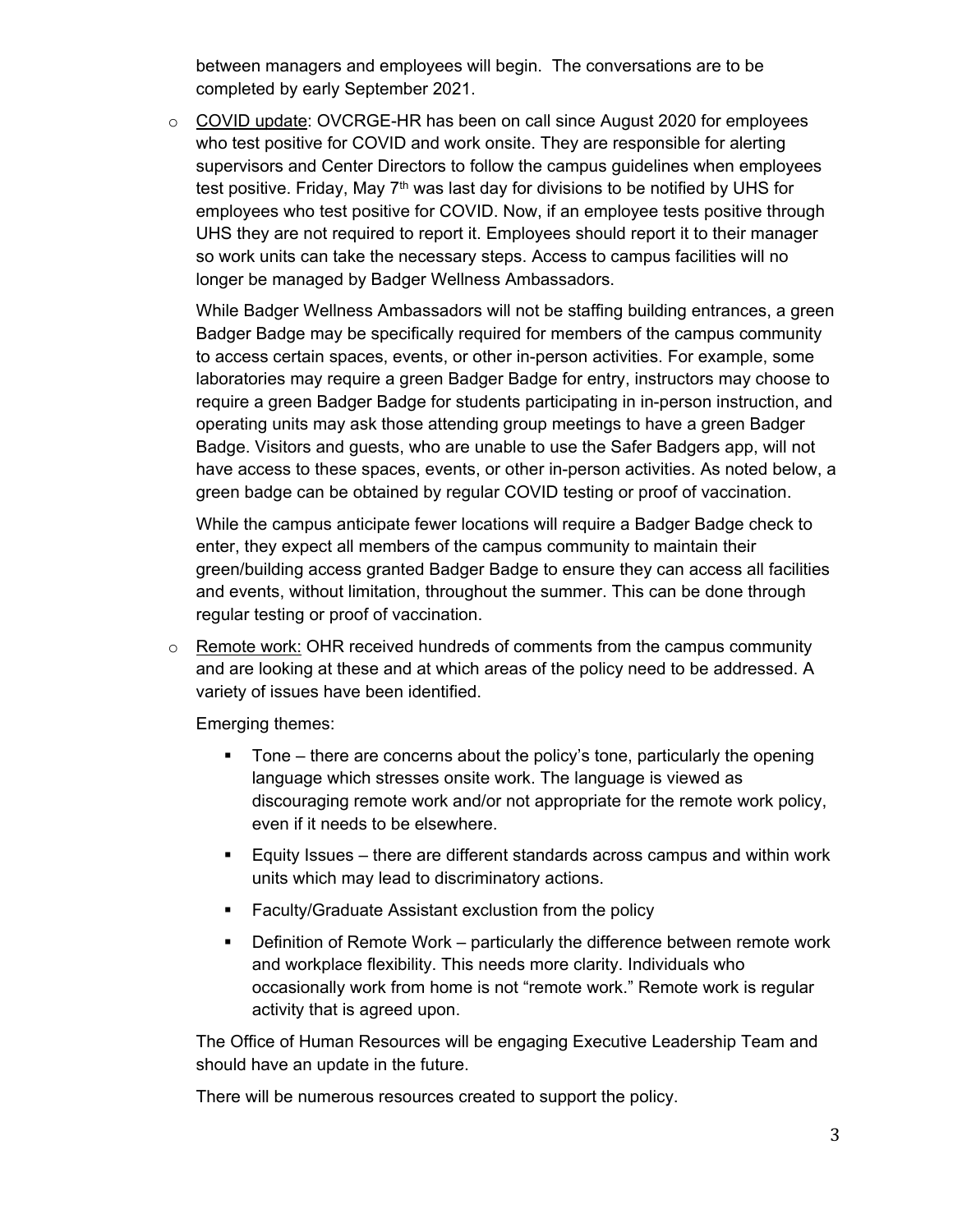between managers and employees will begin. The conversations are to be completed by early September 2021.

- COVID update: OVCRGE-HR has been on call since August 2020 for employees who test positive for COVID and work onsite. They are responsible for alerting supervisors and Center Directors to follow the campus guidelines when employees test positive. Friday, May 7th was last day for divisions to be notified by UHS for employees who test positive for COVID. Now, if an employee tests positive through UHS they are not required to report it. Employees should report it to their manager so work units can take the necessary steps. Access to campus facilities will no longer be managed by Badger Wellness Ambassadors.

  While Badger Wellness Ambassadors will not be staffing building entrances, a green Badger Badge may be specifically required for members of the campus community to access certain spaces, events, or other in-person activities. For example, some laboratories may require a green Badger Badge for entry, instructors may choose to require a green Badger Badge for students participating in in-person instruction, and operating units may ask those attending group meetings to have a green Badger Badge. Visitors and guests, who are unable to use the Safer Badgers app, will not have access to these spaces, events, or other in-person activities. As noted below, a green badge can be obtained by regular COVID testing or proof of vaccination.

  While the campus anticipate fewer locations will require a Badger Badge check to enter, they expect all members of the campus community to maintain their green/building access granted Badger Badge to ensure they can access all facilities and events, without limitation, throughout the summer. This can be done through regular testing or proof of vaccination.

- Remote work: OHR received hundreds of comments from the campus community and are looking at these and at which areas of the policy need to be addressed. A variety of issues have been identified.

  Emerging themes:

  - Tone – there are concerns about the policy's tone, particularly the opening language which stresses onsite work. The language is viewed as discouraging remote work and/or not appropriate for the remote work policy, even if it needs to be elsewhere.
  - Equity Issues – there are different standards across campus and within work units which may lead to discriminatory actions.
  - Faculty/Graduate Assistant exclustion from the policy
  - Definition of Remote Work – particularly the difference between remote work and workplace flexibility. This needs more clarity. Individuals who occasionally work from home is not "remote work." Remote work is regular activity that is agreed upon.

  The Office of Human Resources will be engaging Executive Leadership Team and should have an update in the future.

  There will be numerous resources created to support the policy.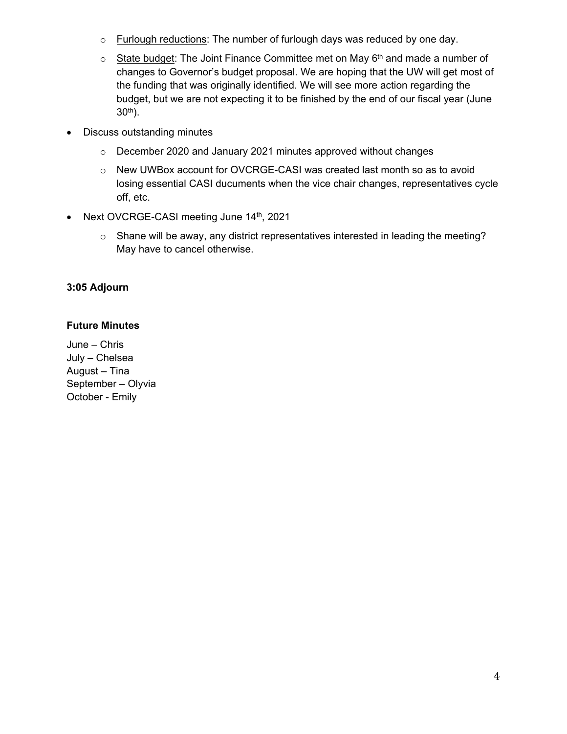- Furlough reductions: The number of furlough days was reduced by one day.
- State budget: The Joint Finance Committee met on May 6th and made a number of changes to Governor's budget proposal. We are hoping that the UW will get most of the funding that was originally identified. We will see more action regarding the budget, but we are not expecting it to be finished by the end of our fiscal year (June 30th).

- Discuss outstanding minutes
  - December 2020 and January 2021 minutes approved without changes
  - New UWBox account for OVCRGE-CASI was created last month so as to avoid losing essential CASI ducuments when the vice chair changes, representatives cycle off, etc.
- Next OVCRGE-CASI meeting June 14th, 2021
  - Shane will be away, any district representatives interested in leading the meeting? May have to cancel otherwise.

**3:05 Adjourn**

**Future Minutes**

June – Chris
July – Chelsea
August – Tina
September – Olyvia
October - Emily